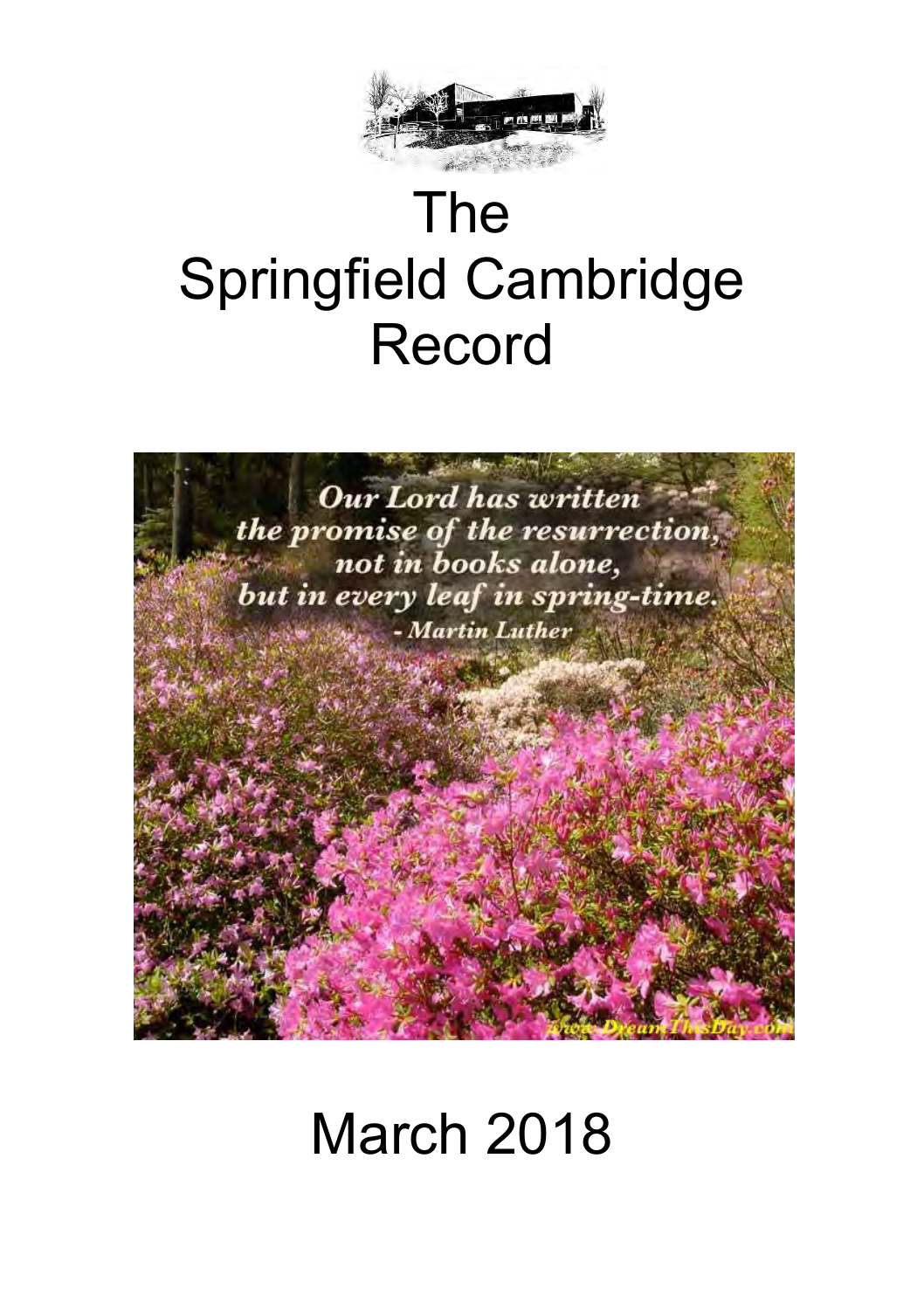# The Springfield Cambridge Record

*Our Lord has written the promise of the resurrection, not in books alone, but in every leaf in spring-time.*
*- Martin Luther*

# March 2018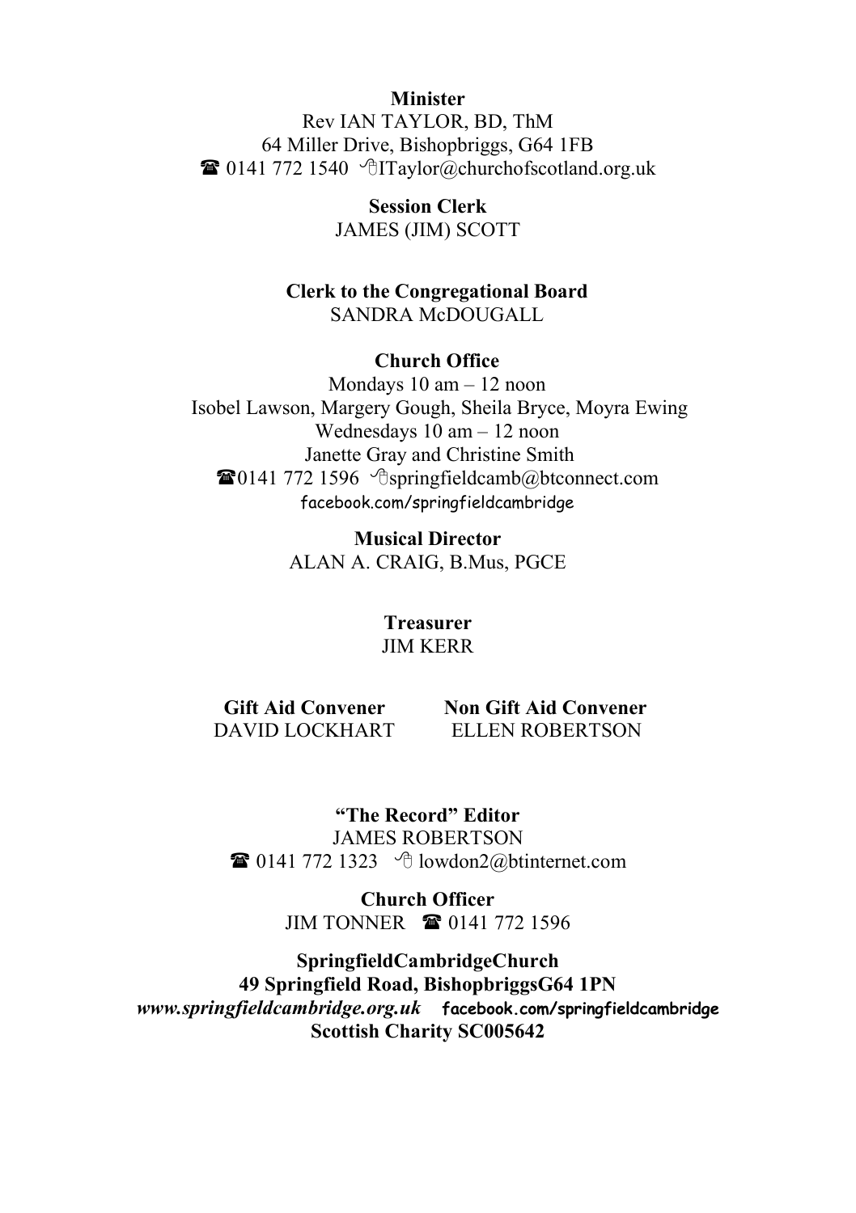**Minister**

Rev IAN TAYLOR, BD, ThM
64 Miller Drive, Bishopbriggs, G64 1FB
☎ 0141 772 1540 ITaylor@churchofscotland.org.uk

**Session Clerk**

JAMES (JIM) SCOTT

**Clerk to the Congregational Board**

SANDRA McDOUGALL

**Church Office**

Mondays 10 am – 12 noon
Isobel Lawson, Margery Gough, Sheila Bryce, Moyra Ewing
Wednesdays 10 am – 12 noon
Janette Gray and Christine Smith
☎0141 772 1596 springfieldcamb@btconnect.com
facebook.com/springfieldcambridge

**Musical Director**

ALAN A. CRAIG, B.Mus, PGCE

**Treasurer**

JIM KERR

**Gift Aid Convener**
DAVID LOCKHART

**Non Gift Aid Convener**
ELLEN ROBERTSON

**"The Record" Editor**

JAMES ROBERTSON
☎ 0141 772 1323 lowdon2@btinternet.com

**Church Officer**

JIM TONNER ☎ 0141 772 1596

**SpringfieldCambridgeChurch**
**49 Springfield Road, BishopbriggsG64 1PN**
***www.springfieldcambridge.org.uk*** **facebook.com/springfieldcambridge**
**Scottish Charity SC005642**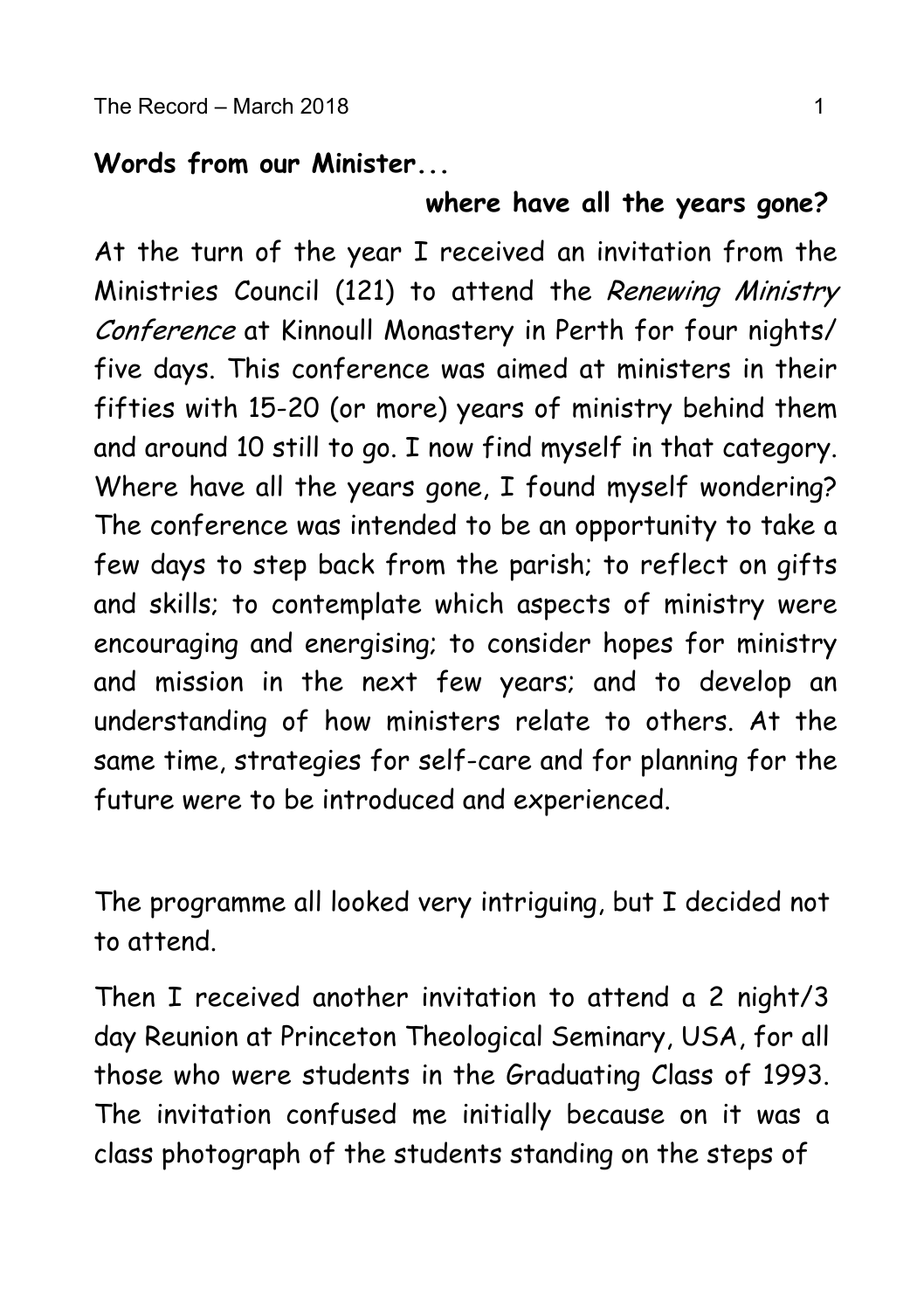**Words from our Minister...**

**where have all the years gone?**

At the turn of the year I received an invitation from the Ministries Council (121) to attend the *Renewing Ministry Conference* at Kinnoull Monastery in Perth for four nights/ five days. This conference was aimed at ministers in their fifties with 15-20 (or more) years of ministry behind them and around 10 still to go. I now find myself in that category. Where have all the years gone, I found myself wondering? The conference was intended to be an opportunity to take a few days to step back from the parish; to reflect on gifts and skills; to contemplate which aspects of ministry were encouraging and energising; to consider hopes for ministry and mission in the next few years; and to develop an understanding of how ministers relate to others. At the same time, strategies for self-care and for planning for the future were to be introduced and experienced.

The programme all looked very intriguing, but I decided not to attend.

Then I received another invitation to attend a 2 night/3 day Reunion at Princeton Theological Seminary, USA, for all those who were students in the Graduating Class of 1993. The invitation confused me initially because on it was a class photograph of the students standing on the steps of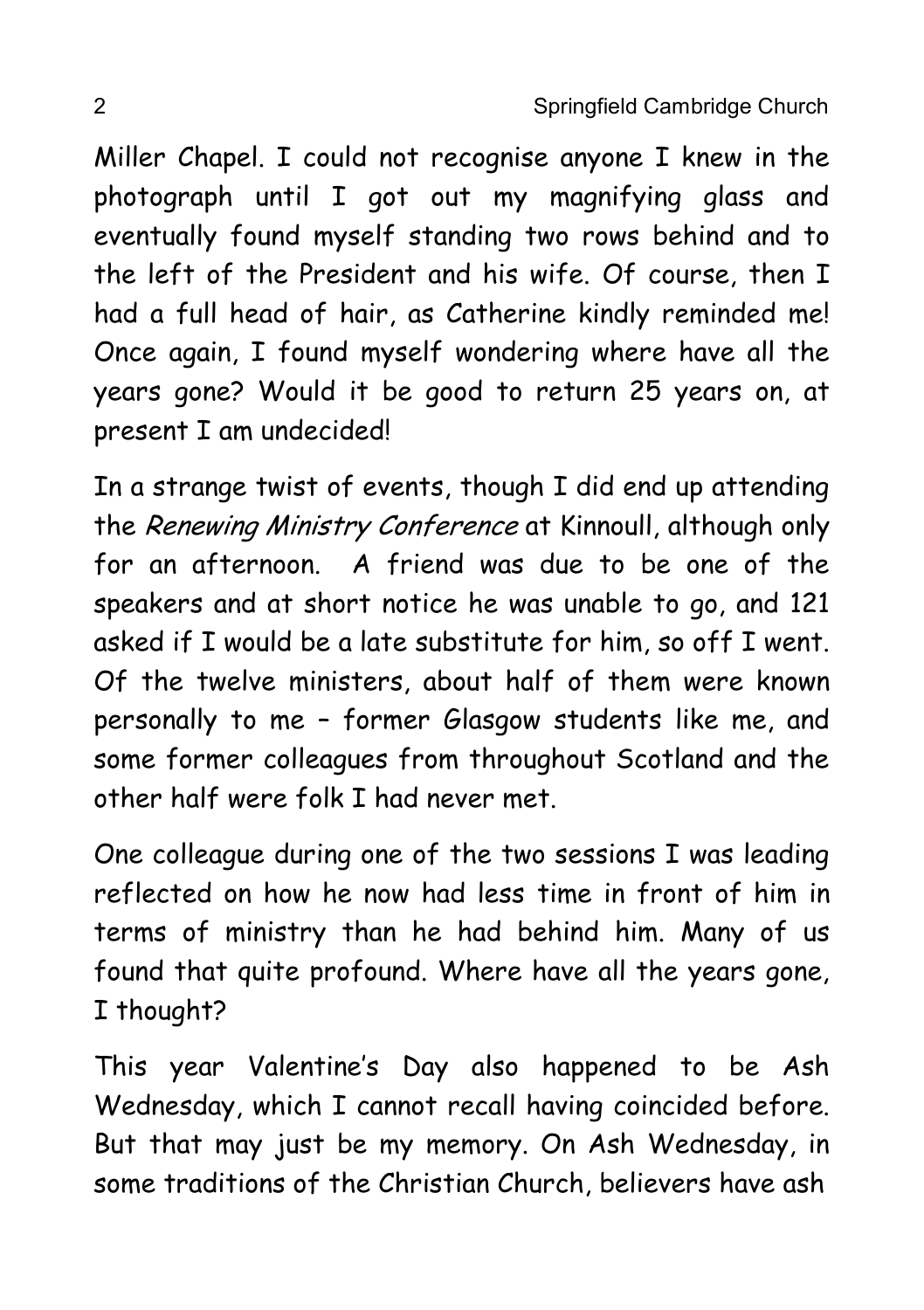Miller Chapel. I could not recognise anyone I knew in the photograph until I got out my magnifying glass and eventually found myself standing two rows behind and to the left of the President and his wife. Of course, then I had a full head of hair, as Catherine kindly reminded me! Once again, I found myself wondering where have all the years gone? Would it be good to return 25 years on, at present I am undecided!

In a strange twist of events, though I did end up attending the *Renewing Ministry Conference* at Kinnoull, although only for an afternoon. A friend was due to be one of the speakers and at short notice he was unable to go, and 121 asked if I would be a late substitute for him, so off I went. Of the twelve ministers, about half of them were known personally to me – former Glasgow students like me, and some former colleagues from throughout Scotland and the other half were folk I had never met.

One colleague during one of the two sessions I was leading reflected on how he now had less time in front of him in terms of ministry than he had behind him. Many of us found that quite profound. Where have all the years gone, I thought?

This year Valentine's Day also happened to be Ash Wednesday, which I cannot recall having coincided before. But that may just be my memory. On Ash Wednesday, in some traditions of the Christian Church, believers have ash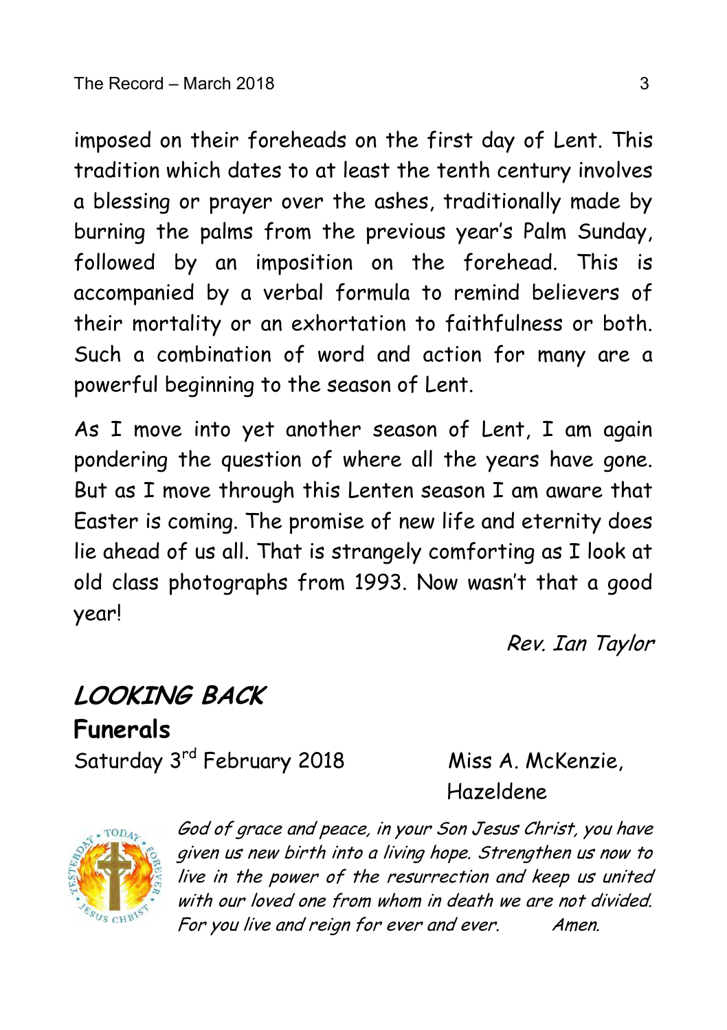imposed on their foreheads on the first day of Lent. This tradition which dates to at least the tenth century involves a blessing or prayer over the ashes, traditionally made by burning the palms from the previous year's Palm Sunday, followed by an imposition on the forehead. This is accompanied by a verbal formula to remind believers of their mortality or an exhortation to faithfulness or both. Such a combination of word and action for many are a powerful beginning to the season of Lent.

As I move into yet another season of Lent, I am again pondering the question of where all the years have gone. But as I move through this Lenten season I am aware that Easter is coming. The promise of new life and eternity does lie ahead of us all. That is strangely comforting as I look at old class photographs from 1993. Now wasn't that a good year!

*Rev. Ian Taylor*

## *LOOKING BACK*

### Funerals

Saturday 3rd February 2018 — Miss A. McKenzie, Hazeldene

*God of grace and peace, in your Son Jesus Christ, you have given us new birth into a living hope. Strengthen us now to live in the power of the resurrection and keep us united with our loved one from whom in death we are not divided. For you live and reign for ever and ever. Amen.*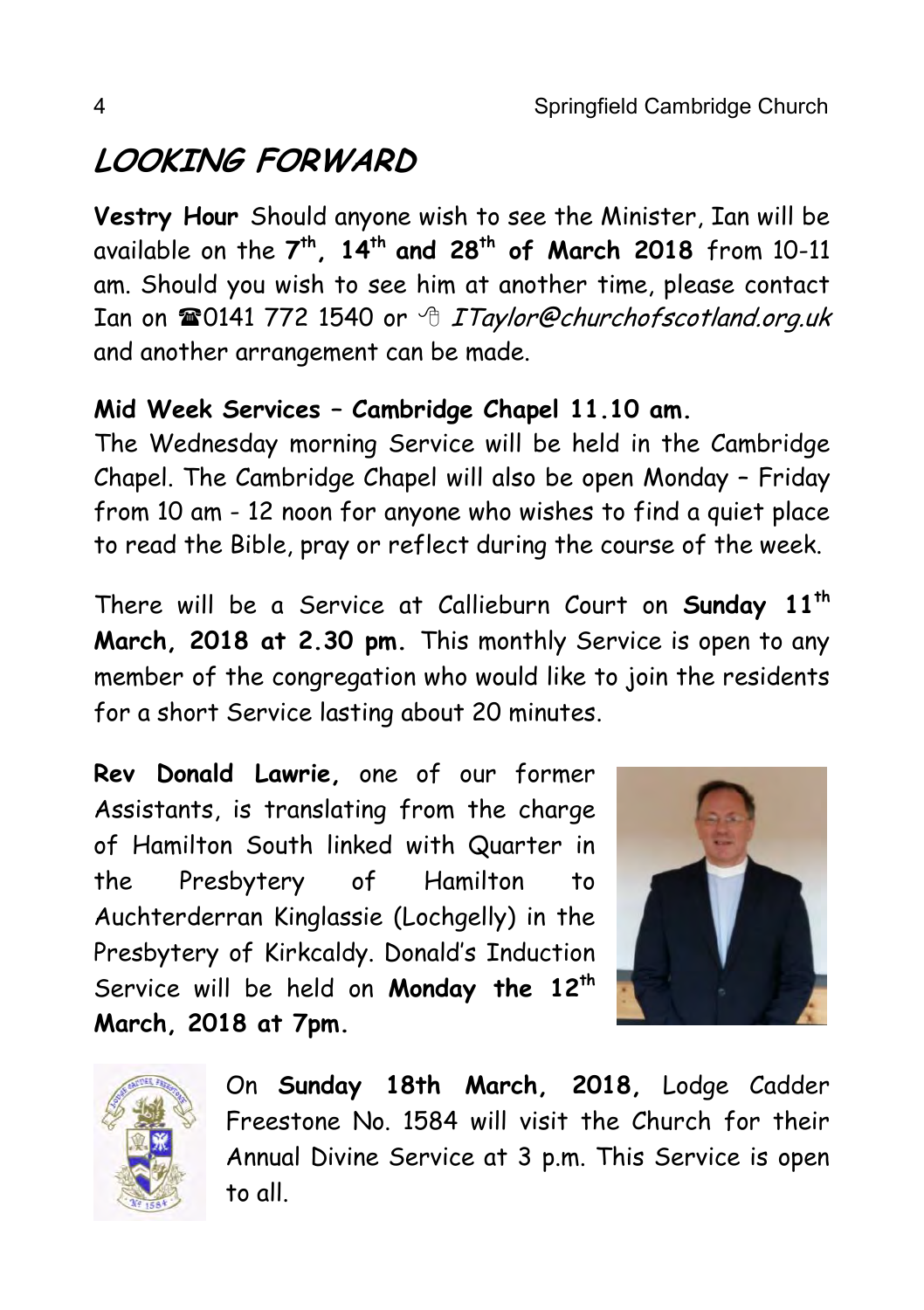## LOOKING FORWARD

**Vestry Hour** Should anyone wish to see the Minister, Ian will be available on the **7th, 14th and 28th of March 2018** from 10-11 am. Should you wish to see him at another time, please contact Ian on ☎0141 772 1540 or *ITaylor@churchofscotland.org.uk* and another arrangement can be made.

**Mid Week Services – Cambridge Chapel 11.10 am.**
The Wednesday morning Service will be held in the Cambridge Chapel. The Cambridge Chapel will also be open Monday – Friday from 10 am - 12 noon for anyone who wishes to find a quiet place to read the Bible, pray or reflect during the course of the week.

There will be a Service at Callieburn Court on **Sunday 11th March, 2018 at 2.30 pm.** This monthly Service is open to any member of the congregation who would like to join the residents for a short Service lasting about 20 minutes.

**Rev Donald Lawrie,** one of our former Assistants, is translating from the charge of Hamilton South linked with Quarter in the Presbytery of Hamilton to Auchterderran Kinglassie (Lochgelly) in the Presbytery of Kirkcaldy. Donald's Induction Service will be held on **Monday the 12th March, 2018 at 7pm.**

On **Sunday 18th March, 2018,** Lodge Cadder Freestone No. 1584 will visit the Church for their Annual Divine Service at 3 p.m. This Service is open to all.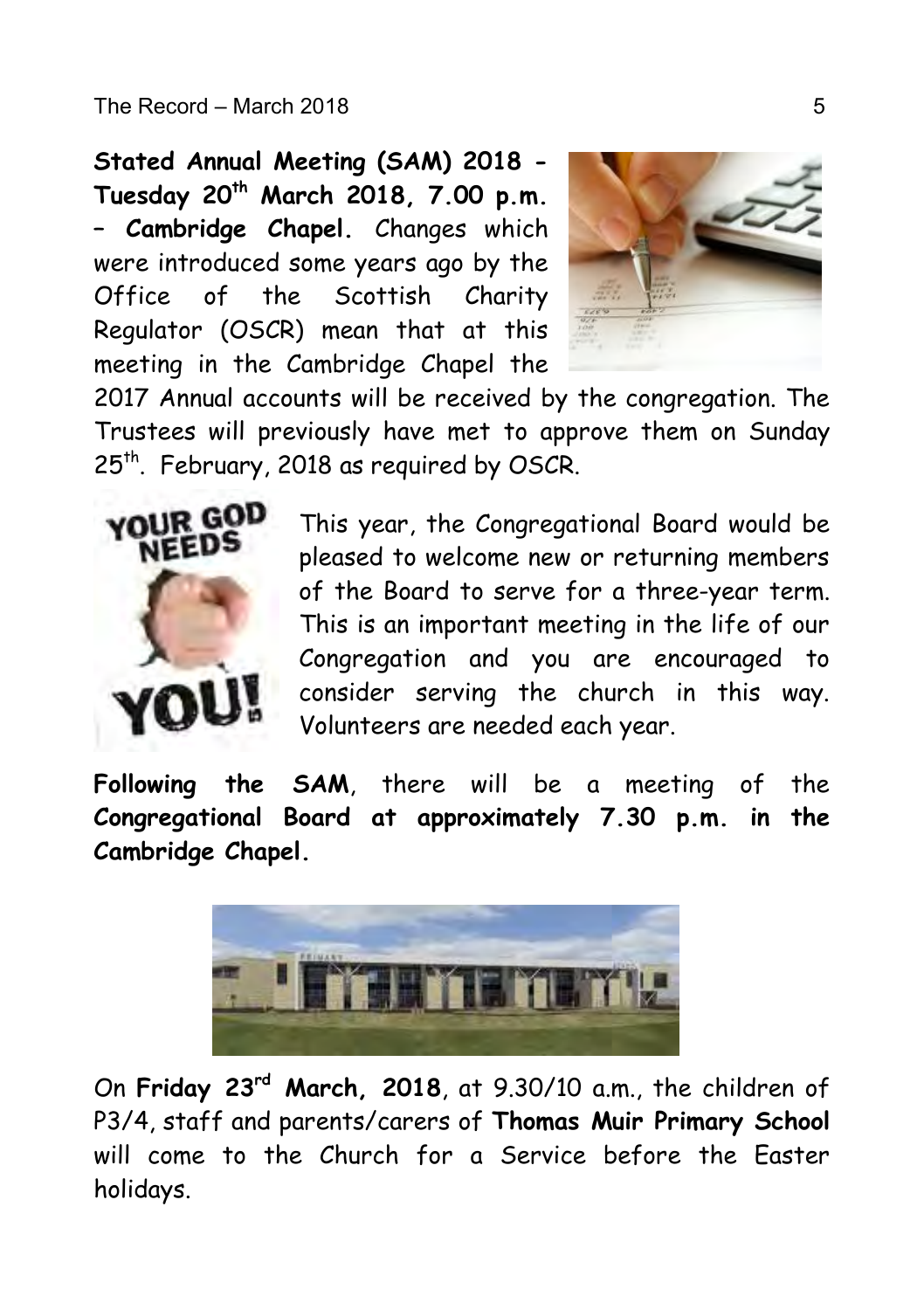**Stated Annual Meeting (SAM) 2018 - Tuesday 20th March 2018, 7.00 p.m. – Cambridge Chapel.** Changes which were introduced some years ago by the Office of the Scottish Charity Regulator (OSCR) mean that at this meeting in the Cambridge Chapel the 2017 Annual accounts will be received by the congregation. The Trustees will previously have met to approve them on Sunday 25th. February, 2018 as required by OSCR.

This year, the Congregational Board would be pleased to welcome new or returning members of the Board to serve for a three-year term. This is an important meeting in the life of our Congregation and you are encouraged to consider serving the church in this way. Volunteers are needed each year.

**Following the SAM**, there will be a meeting of the **Congregational Board at approximately 7.30 p.m. in the Cambridge Chapel.**

On **Friday 23rd March, 2018**, at 9.30/10 a.m., the children of P3/4, staff and parents/carers of **Thomas Muir Primary School** will come to the Church for a Service before the Easter holidays.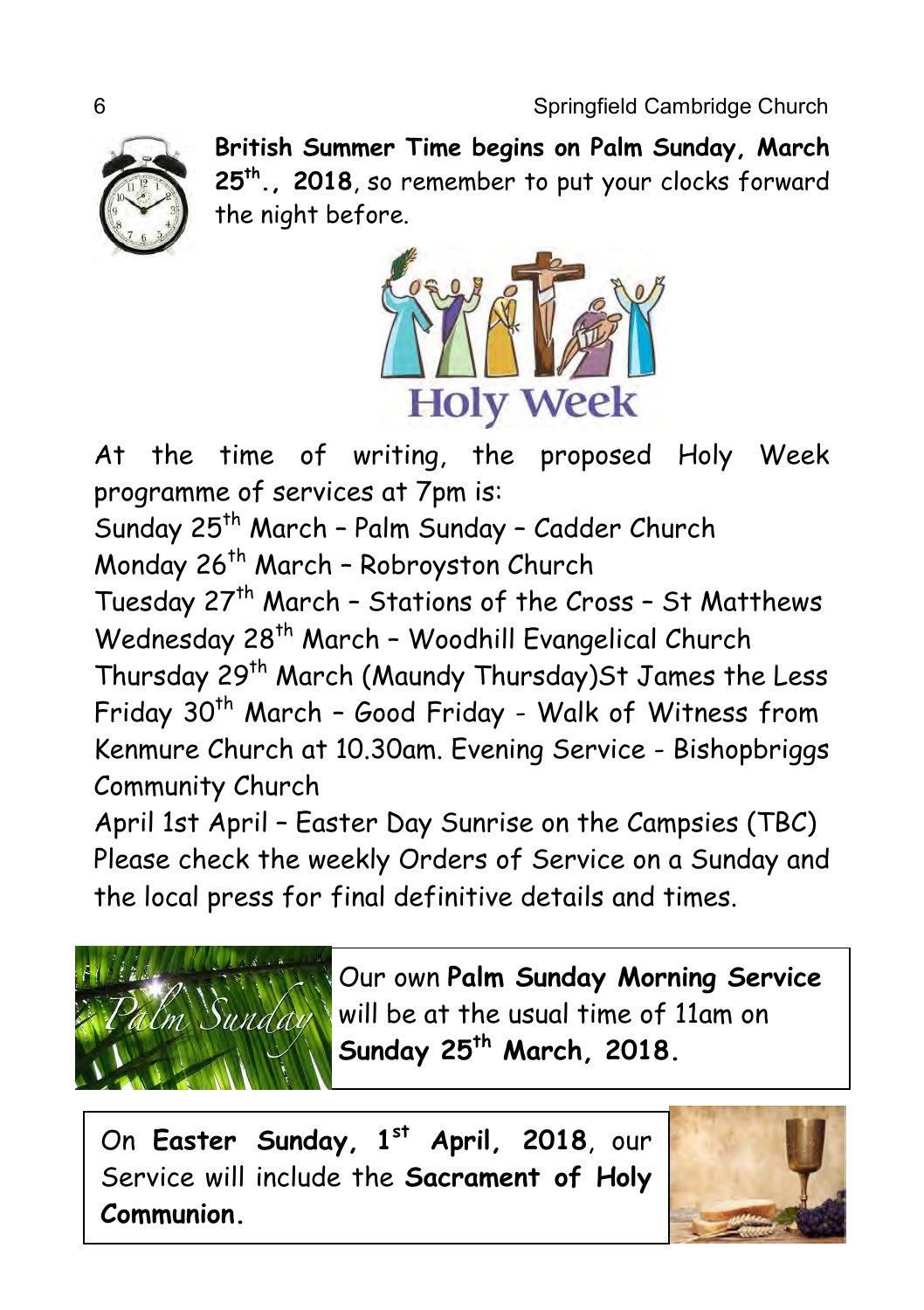**British Summer Time begins on Palm Sunday, March 25th., 2018**, so remember to put your clocks forward the night before.

Holy Week

At the time of writing, the proposed Holy Week programme of services at 7pm is:

Sunday 25th March – Palm Sunday – Cadder Church
Monday 26th March – Robroyston Church
Tuesday 27th March – Stations of the Cross – St Matthews
Wednesday 28th March – Woodhill Evangelical Church
Thursday 29th March (Maundy Thursday)St James the Less
Friday 30th March – Good Friday - Walk of Witness from Kenmure Church at 10.30am. Evening Service - Bishopbriggs Community Church
April 1st April – Easter Day Sunrise on the Campsies (TBC)
Please check the weekly Orders of Service on a Sunday and the local press for final definitive details and times.

Our own **Palm Sunday Morning Service** will be at the usual time of 11am on **Sunday 25th March, 2018.**

On **Easter Sunday, 1st April, 2018**, our Service will include the **Sacrament of Holy Communion.**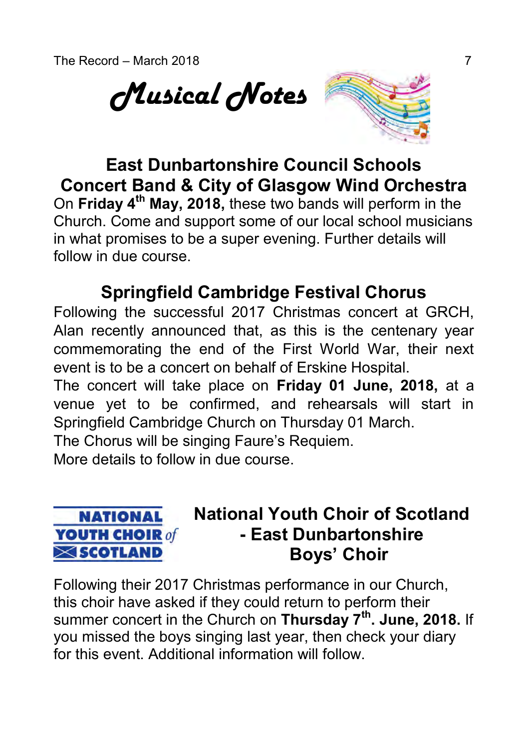# *Musical Notes*

## East Dunbartonshire Council Schools Concert Band & City of Glasgow Wind Orchestra

On **Friday 4th May, 2018,** these two bands will perform in the Church. Come and support some of our local school musicians in what promises to be a super evening. Further details will follow in due course.

## Springfield Cambridge Festival Chorus

Following the successful 2017 Christmas concert at GRCH, Alan recently announced that, as this is the centenary year commemorating the end of the First World War, their next event is to be a concert on behalf of Erskine Hospital.

The concert will take place on **Friday 01 June, 2018,** at a venue yet to be confirmed, and rehearsals will start in Springfield Cambridge Church on Thursday 01 March.

The Chorus will be singing Faure's Requiem.

More details to follow in due course.

NATIONAL YOUTH CHOIR *of* SCOTLAND

## National Youth Choir of Scotland - East Dunbartonshire Boys' Choir

Following their 2017 Christmas performance in our Church, this choir have asked if they could return to perform their summer concert in the Church on **Thursday 7th. June, 2018.** If you missed the boys singing last year, then check your diary for this event. Additional information will follow.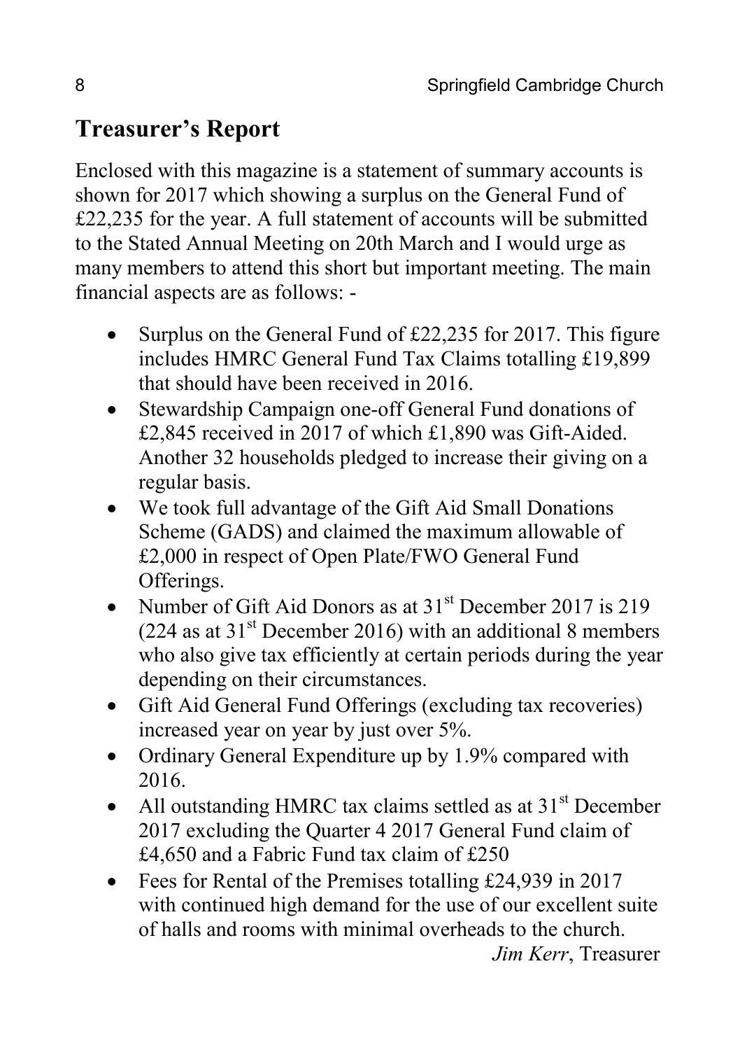## Treasurer's Report

Enclosed with this magazine is a statement of summary accounts is shown for 2017 which showing a surplus on the General Fund of £22,235 for the year. A full statement of accounts will be submitted to the Stated Annual Meeting on 20th March and I would urge as many members to attend this short but important meeting. The main financial aspects are as follows: -

- Surplus on the General Fund of £22,235 for 2017. This figure includes HMRC General Fund Tax Claims totalling £19,899 that should have been received in 2016.
- Stewardship Campaign one-off General Fund donations of £2,845 received in 2017 of which £1,890 was Gift-Aided. Another 32 households pledged to increase their giving on a regular basis.
- We took full advantage of the Gift Aid Small Donations Scheme (GADS) and claimed the maximum allowable of £2,000 in respect of Open Plate/FWO General Fund Offerings.
- Number of Gift Aid Donors as at 31st December 2017 is 219 (224 as at 31st December 2016) with an additional 8 members who also give tax efficiently at certain periods during the year depending on their circumstances.
- Gift Aid General Fund Offerings (excluding tax recoveries) increased year on year by just over 5%.
- Ordinary General Expenditure up by 1.9% compared with 2016.
- All outstanding HMRC tax claims settled as at 31st December 2017 excluding the Quarter 4 2017 General Fund claim of £4,650 and a Fabric Fund tax claim of £250
- Fees for Rental of the Premises totalling £24,939 in 2017 with continued high demand for the use of our excellent suite of halls and rooms with minimal overheads to the church.

*Jim Kerr*, Treasurer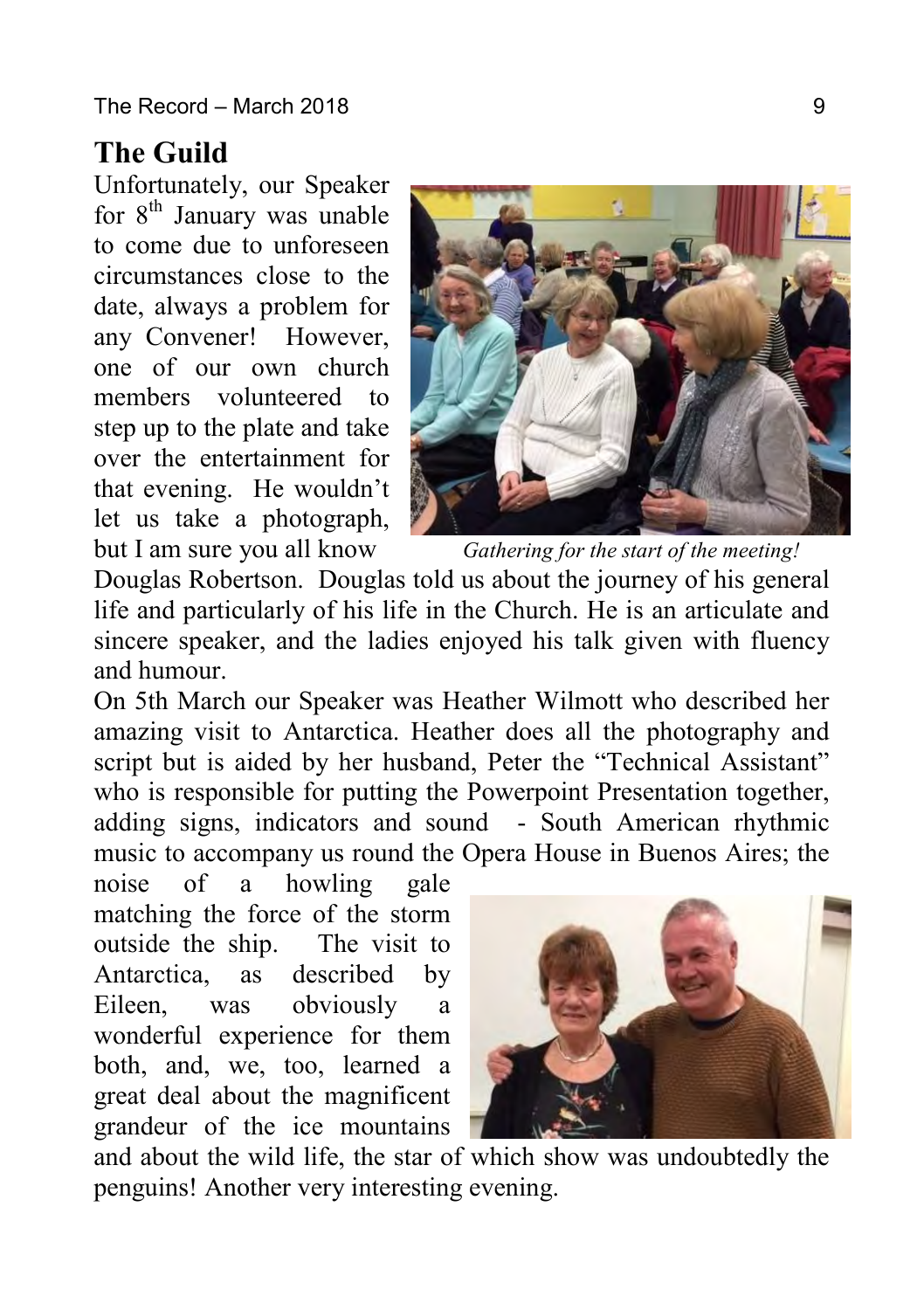## The Guild

Unfortunately, our Speaker for 8th January was unable to come due to unforeseen circumstances close to the date, always a problem for any Convener! However, one of our own church members volunteered to step up to the plate and take over the entertainment for that evening. He wouldn't let us take a photograph, but I am sure you all know Douglas Robertson. Douglas told us about the journey of his general life and particularly of his life in the Church. He is an articulate and sincere speaker, and the ladies enjoyed his talk given with fluency and humour.

*Gathering for the start of the meeting!*

On 5th March our Speaker was Heather Wilmott who described her amazing visit to Antarctica. Heather does all the photography and script but is aided by her husband, Peter the "Technical Assistant" who is responsible for putting the Powerpoint Presentation together, adding signs, indicators and sound - South American rhythmic music to accompany us round the Opera House in Buenos Aires; the noise of a howling gale matching the force of the storm outside the ship. The visit to Antarctica, as described by Eileen, was obviously a wonderful experience for them both, and, we, too, learned a great deal about the magnificent grandeur of the ice mountains and about the wild life, the star of which show was undoubtedly the penguins! Another very interesting evening.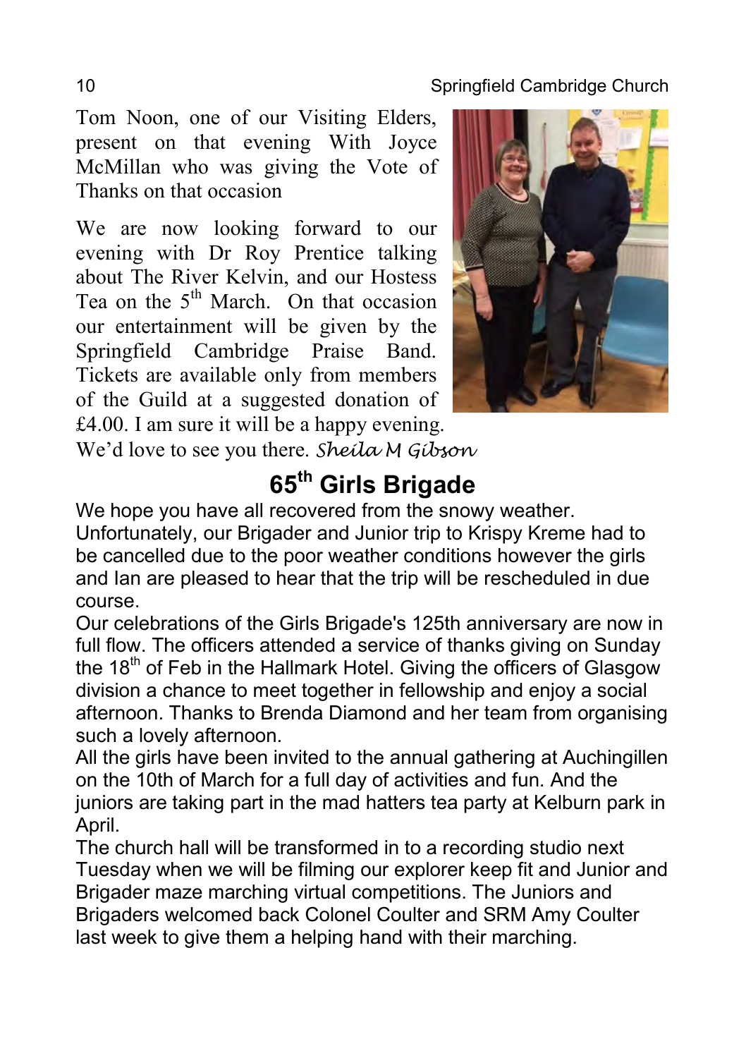Tom Noon, one of our Visiting Elders, present on that evening With Joyce McMillan who was giving the Vote of Thanks on that occasion

We are now looking forward to our evening with Dr Roy Prentice talking about The River Kelvin, and our Hostess Tea on the 5th March. On that occasion our entertainment will be given by the Springfield Cambridge Praise Band. Tickets are available only from members of the Guild at a suggested donation of £4.00. I am sure it will be a happy evening. We'd love to see you there. *Sheila M Gibson*

## 65th Girls Brigade

We hope you have all recovered from the snowy weather. Unfortunately, our Brigader and Junior trip to Krispy Kreme had to be cancelled due to the poor weather conditions however the girls and Ian are pleased to hear that the trip will be rescheduled in due course.

Our celebrations of the Girls Brigade's 125th anniversary are now in full flow. The officers attended a service of thanks giving on Sunday the 18th of Feb in the Hallmark Hotel. Giving the officers of Glasgow division a chance to meet together in fellowship and enjoy a social afternoon. Thanks to Brenda Diamond and her team from organising such a lovely afternoon.

All the girls have been invited to the annual gathering at Auchingillen on the 10th of March for a full day of activities and fun. And the juniors are taking part in the mad hatters tea party at Kelburn park in April.

The church hall will be transformed in to a recording studio next Tuesday when we will be filming our explorer keep fit and Junior and Brigader maze marching virtual competitions. The Juniors and Brigaders welcomed back Colonel Coulter and SRM Amy Coulter last week to give them a helping hand with their marching.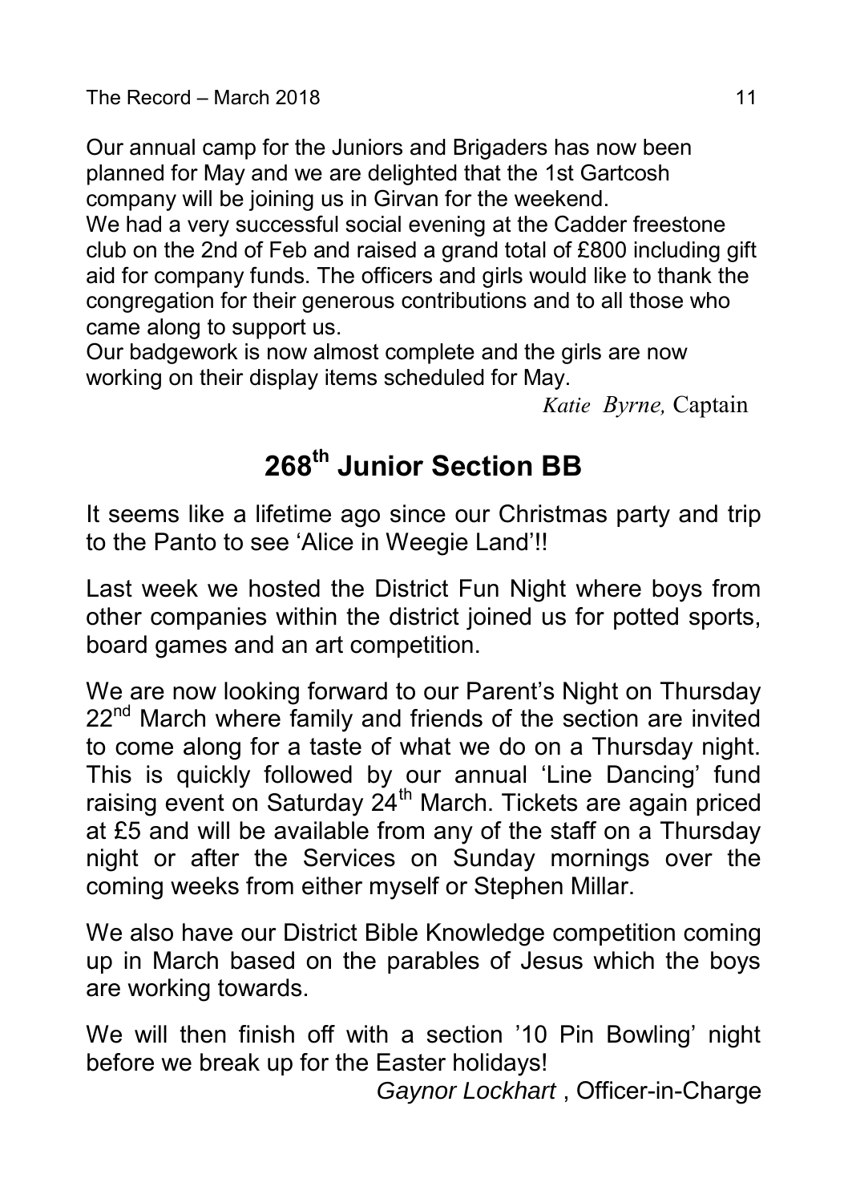Our annual camp for the Juniors and Brigaders has now been planned for May and we are delighted that the 1st Gartcosh company will be joining us in Girvan for the weekend.
We had a very successful social evening at the Cadder freestone club on the 2nd of Feb and raised a grand total of £800 including gift aid for company funds. The officers and girls would like to thank the congregation for their generous contributions and to all those who came along to support us.
Our badgework is now almost complete and the girls are now working on their display items scheduled for May.

*Katie Byrne,* Captain

## 268th Junior Section BB

It seems like a lifetime ago since our Christmas party and trip to the Panto to see 'Alice in Weegie Land'!!

Last week we hosted the District Fun Night where boys from other companies within the district joined us for potted sports, board games and an art competition.

We are now looking forward to our Parent's Night on Thursday 22nd March where family and friends of the section are invited to come along for a taste of what we do on a Thursday night. This is quickly followed by our annual 'Line Dancing' fund raising event on Saturday 24th March. Tickets are again priced at £5 and will be available from any of the staff on a Thursday night or after the Services on Sunday mornings over the coming weeks from either myself or Stephen Millar.

We also have our District Bible Knowledge competition coming up in March based on the parables of Jesus which the boys are working towards.

We will then finish off with a section '10 Pin Bowling' night before we break up for the Easter holidays!

*Gaynor Lockhart* , Officer-in-Charge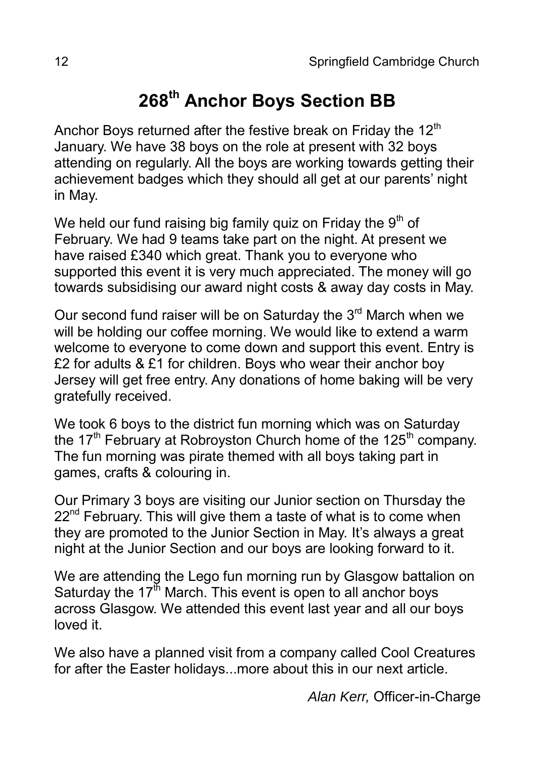# 268th Anchor Boys Section BB

Anchor Boys returned after the festive break on Friday the 12th January. We have 38 boys on the role at present with 32 boys attending on regularly. All the boys are working towards getting their achievement badges which they should all get at our parents' night in May.

We held our fund raising big family quiz on Friday the 9th of February. We had 9 teams take part on the night. At present we have raised £340 which great. Thank you to everyone who supported this event it is very much appreciated. The money will go towards subsidising our award night costs & away day costs in May.

Our second fund raiser will be on Saturday the 3rd March when we will be holding our coffee morning. We would like to extend a warm welcome to everyone to come down and support this event. Entry is £2 for adults & £1 for children. Boys who wear their anchor boy Jersey will get free entry. Any donations of home baking will be very gratefully received.

We took 6 boys to the district fun morning which was on Saturday the 17th February at Robroyston Church home of the 125th company. The fun morning was pirate themed with all boys taking part in games, crafts & colouring in.

Our Primary 3 boys are visiting our Junior section on Thursday the 22nd February. This will give them a taste of what is to come when they are promoted to the Junior Section in May. It's always a great night at the Junior Section and our boys are looking forward to it.

We are attending the Lego fun morning run by Glasgow battalion on Saturday the 17th March. This event is open to all anchor boys across Glasgow. We attended this event last year and all our boys loved it.

We also have a planned visit from a company called Cool Creatures for after the Easter holidays...more about this in our next article.

*Alan Kerr,* Officer-in-Charge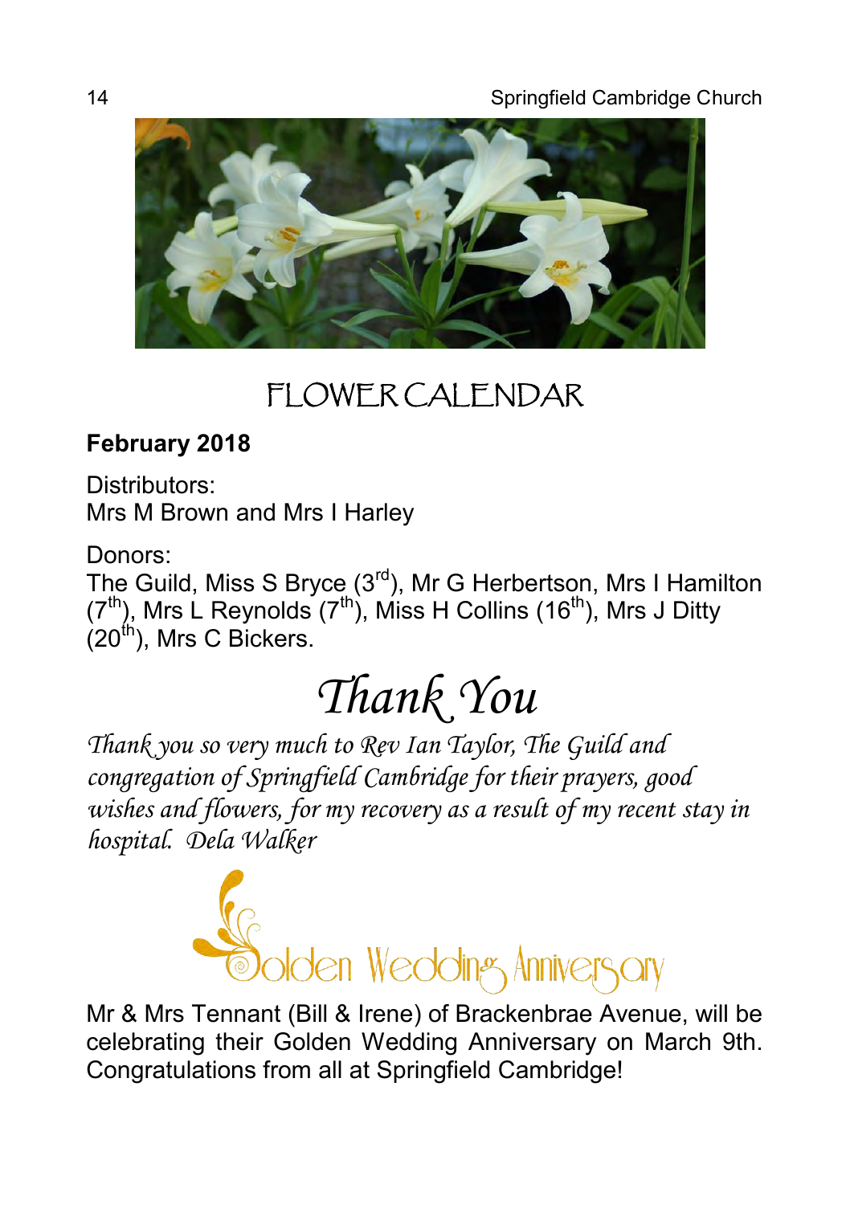# FLOWER CALENDAR

**February 2018**

Distributors:
Mrs M Brown and Mrs I Harley

Donors:
The Guild, Miss S Bryce (3rd), Mr G Herbertson, Mrs I Hamilton (7th), Mrs L Reynolds (7th), Miss H Collins (16th), Mrs J Ditty (20th), Mrs C Bickers.

# *Thank You*

*Thank you so very much to Rev Ian Taylor, The Guild and congregation of Springfield Cambridge for their prayers, good wishes and flowers, for my recovery as a result of my recent stay in hospital. Dela Walker*

## Golden Wedding Anniversary

Mr & Mrs Tennant (Bill & Irene) of Brackenbrae Avenue, will be celebrating their Golden Wedding Anniversary on March 9th. Congratulations from all at Springfield Cambridge!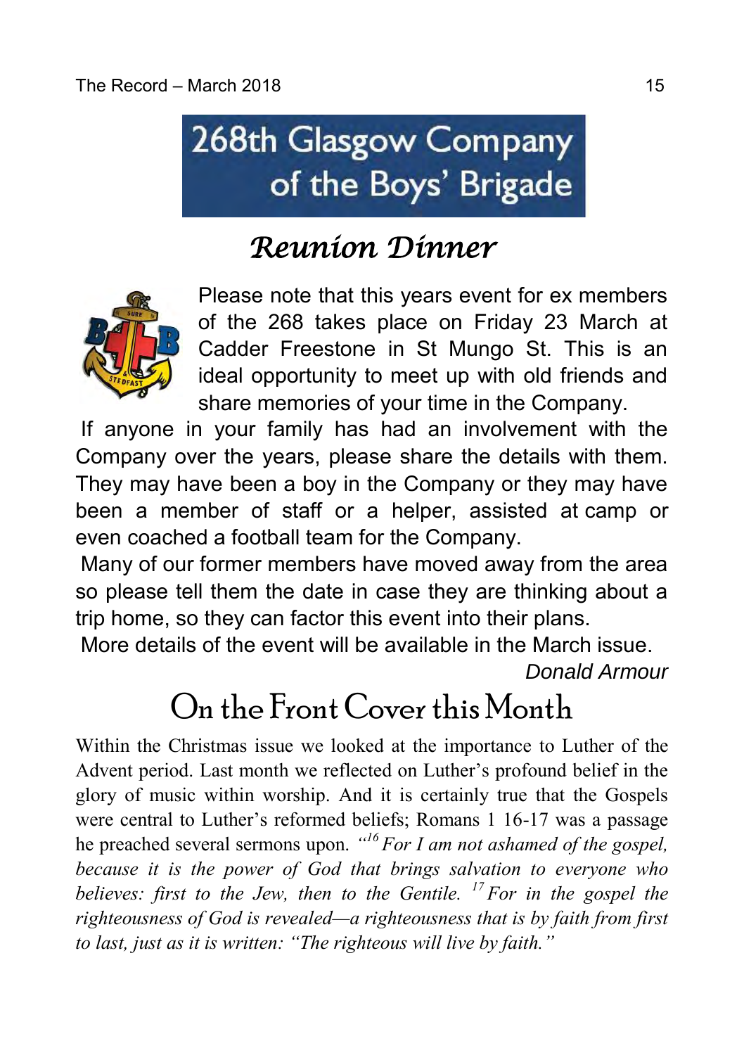# 268th Glasgow Company of the Boys' Brigade

## Reunion Dinner

Please note that this years event for ex members of the 268 takes place on Friday 23 March at Cadder Freestone in St Mungo St. This is an ideal opportunity to meet up with old friends and share memories of your time in the Company.

If anyone in your family has had an involvement with the Company over the years, please share the details with them. They may have been a boy in the Company or they may have been a member of staff or a helper, assisted at camp or even coached a football team for the Company.

Many of our former members have moved away from the area so please tell them the date in case they are thinking about a trip home, so they can factor this event into their plans.

More details of the event will be available in the March issue.

*Donald Armour*

## On the Front Cover this Month

Within the Christmas issue we looked at the importance to Luther of the Advent period. Last month we reflected on Luther's profound belief in the glory of music within worship. And it is certainly true that the Gospels were central to Luther's reformed beliefs; Romans 1 16-17 was a passage he preached several sermons upon. *"[16] For I am not ashamed of the gospel, because it is the power of God that brings salvation to everyone who believes: first to the Jew, then to the Gentile. [17] For in the gospel the righteousness of God is revealed—a righteousness that is by faith from first to last, just as it is written: "The righteous will live by faith."*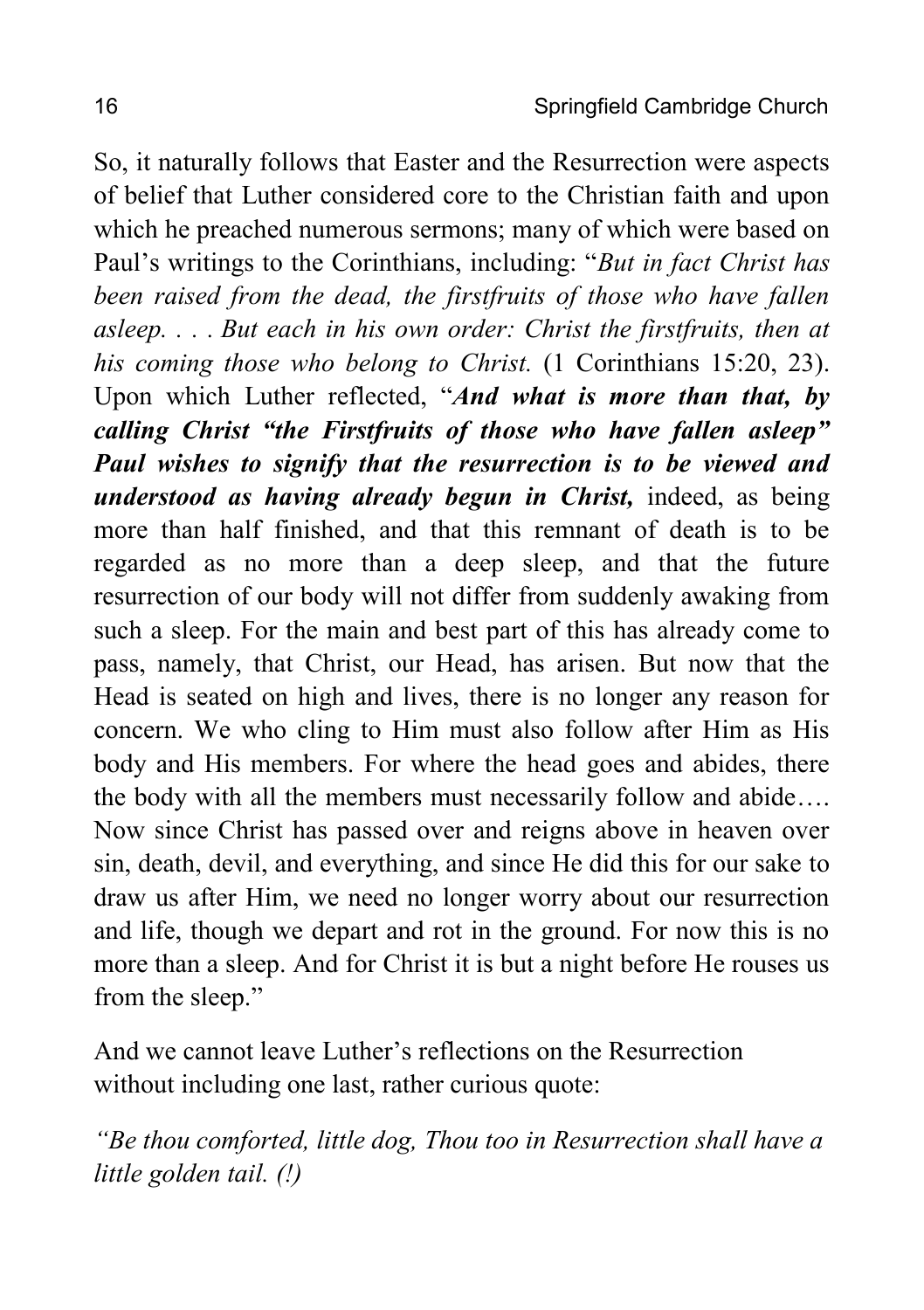So, it naturally follows that Easter and the Resurrection were aspects of belief that Luther considered core to the Christian faith and upon which he preached numerous sermons; many of which were based on Paul's writings to the Corinthians, including: "*But in fact Christ has been raised from the dead, the firstfruits of those who have fallen asleep. . . . But each in his own order: Christ the firstfruits, then at his coming those who belong to Christ.* (1 Corinthians 15:20, 23). Upon which Luther reflected, "***And what is more than that, by calling Christ "the Firstfruits of those who have fallen asleep" Paul wishes to signify that the resurrection is to be viewed and understood as having already begun in Christ,*** indeed, as being more than half finished, and that this remnant of death is to be regarded as no more than a deep sleep, and that the future resurrection of our body will not differ from suddenly awaking from such a sleep. For the main and best part of this has already come to pass, namely, that Christ, our Head, has arisen. But now that the Head is seated on high and lives, there is no longer any reason for concern. We who cling to Him must also follow after Him as His body and His members. For where the head goes and abides, there the body with all the members must necessarily follow and abide…. Now since Christ has passed over and reigns above in heaven over sin, death, devil, and everything, and since He did this for our sake to draw us after Him, we need no longer worry about our resurrection and life, though we depart and rot in the ground. For now this is no more than a sleep. And for Christ it is but a night before He rouses us from the sleep."

And we cannot leave Luther's reflections on the Resurrection without including one last, rather curious quote:

*"Be thou comforted, little dog, Thou too in Resurrection shall have a little golden tail. (!)*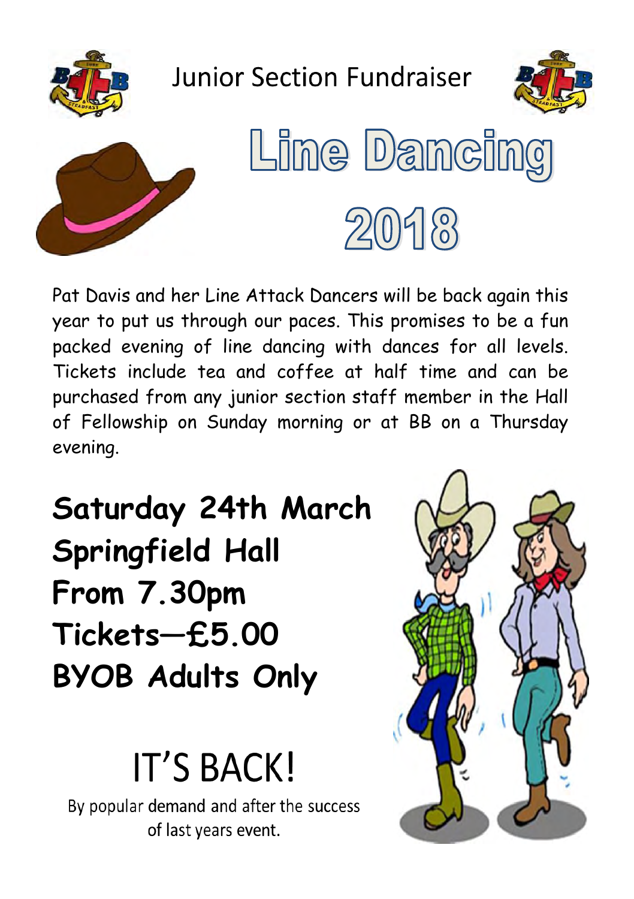Junior Section Fundraiser

# Line Dancing 2018

Pat Davis and her Line Attack Dancers will be back again this year to put us through our paces. This promises to be a fun packed evening of line dancing with dances for all levels. Tickets include tea and coffee at half time and can be purchased from any junior section staff member in the Hall of Fellowship on Sunday morning or at BB on a Thursday evening.

**Saturday 24th March**
**Springfield Hall**
**From 7.30pm**
**Tickets—£5.00**
**BYOB Adults Only**

## IT'S BACK!

By popular demand and after the success of last years event.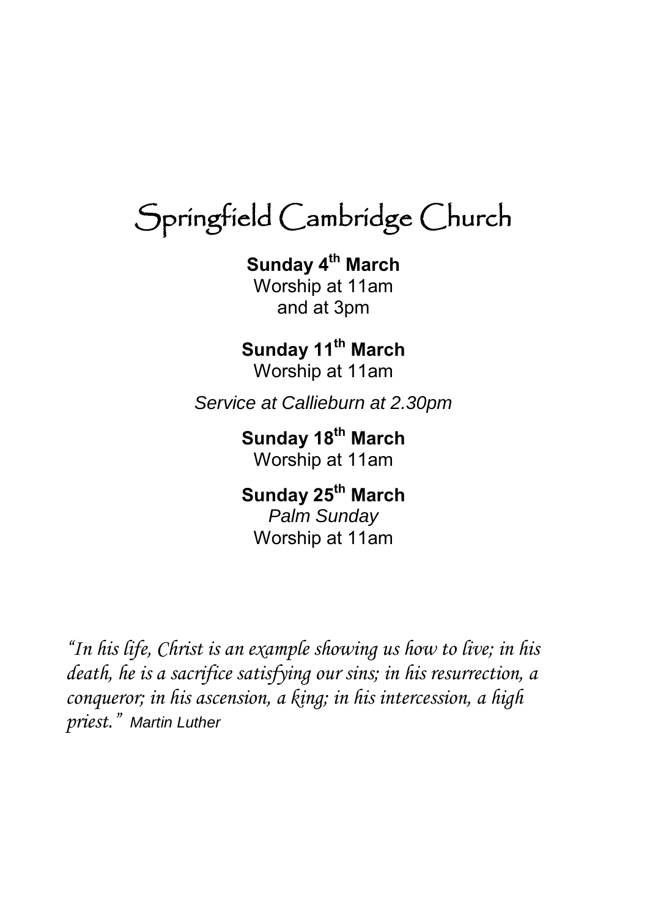# Springfield Cambridge Church

**Sunday 4th March**
Worship at 11am
and at 3pm

**Sunday 11th March**
Worship at 11am

*Service at Callieburn at 2.30pm*

**Sunday 18th March**
Worship at 11am

**Sunday 25th March**
*Palm Sunday*
Worship at 11am

*"In his life, Christ is an example showing us how to live; in his death, he is a sacrifice satisfying our sins; in his resurrection, a conqueror; in his ascension, a king; in his intercession, a high priest."* *Martin Luther*